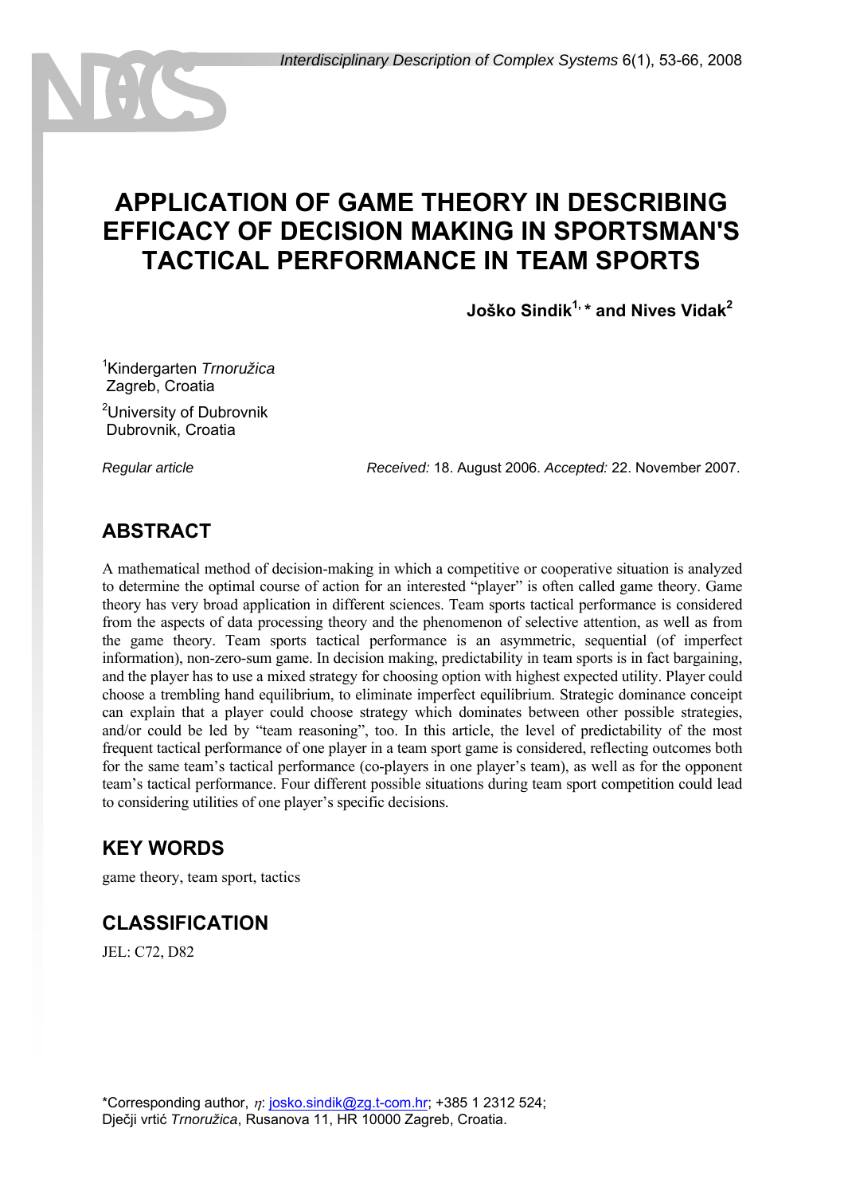# APPLICATION OF GAME THEORY IN DESCRIBING EFFICACY OF DECISION MAKING IN SPORTSMAN'S TACTICAL PERFORMANCE IN TEAM SPORTS

**Joško Sindik[1,]* and Nives Vidak[2]**

[1]Kindergarten *Trnoružica*
Zagreb, Croatia

[2]University of Dubrovnik
Dubrovnik, Croatia

*Regular article* *Received:* 18. August 2006. *Accepted:* 22. November 2007.

## ABSTRACT

A mathematical method of decision-making in which a competitive or cooperative situation is analyzed to determine the optimal course of action for an interested "player" is often called game theory. Game theory has very broad application in different sciences. Team sports tactical performance is considered from the aspects of data processing theory and the phenomenon of selective attention, as well as from the game theory. Team sports tactical performance is an asymmetric, sequential (of imperfect information), non-zero-sum game. In decision making, predictability in team sports is in fact bargaining, and the player has to use a mixed strategy for choosing option with highest expected utility. Player could choose a trembling hand equilibrium, to eliminate imperfect equilibrium. Strategic dominance conceipt can explain that a player could choose strategy which dominates between other possible strategies, and/or could be led by "team reasoning", too. In this article, the level of predictability of the most frequent tactical performance of one player in a team sport game is considered, reflecting outcomes both for the same team's tactical performance (co-players in one player's team), as well as for the opponent team's tactical performance. Four different possible situations during team sport competition could lead to considering utilities of one player's specific decisions.

## KEY WORDS

game theory, team sport, tactics

## CLASSIFICATION

JEL: C72, D82

*Corresponding author, $\eta$: josko.sindik@zg.t-com.hr; +385 1 2312 524;
Dječji vrtić *Trnoružica*, Rusanova 11, HR 10000 Zagreb, Croatia.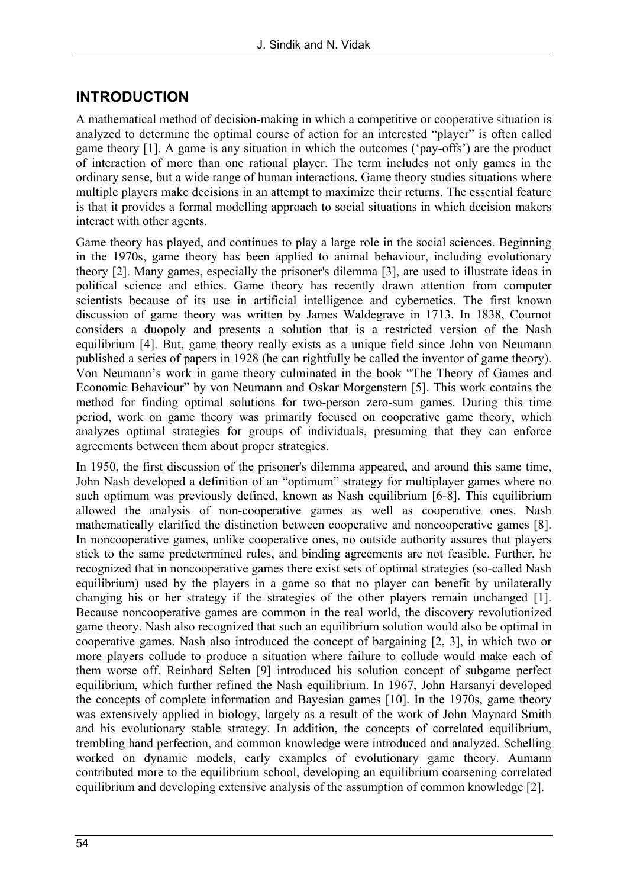## INTRODUCTION

A mathematical method of decision-making in which a competitive or cooperative situation is analyzed to determine the optimal course of action for an interested "player" is often called game theory [1]. A game is any situation in which the outcomes ('pay-offs') are the product of interaction of more than one rational player. The term includes not only games in the ordinary sense, but a wide range of human interactions. Game theory studies situations where multiple players make decisions in an attempt to maximize their returns. The essential feature is that it provides a formal modelling approach to social situations in which decision makers interact with other agents.

Game theory has played, and continues to play a large role in the social sciences. Beginning in the 1970s, game theory has been applied to animal behaviour, including evolutionary theory [2]. Many games, especially the prisoner's dilemma [3], are used to illustrate ideas in political science and ethics. Game theory has recently drawn attention from computer scientists because of its use in artificial intelligence and cybernetics. The first known discussion of game theory was written by James Waldegrave in 1713. In 1838, Cournot considers a duopoly and presents a solution that is a restricted version of the Nash equilibrium [4]. But, game theory really exists as a unique field since John von Neumann published a series of papers in 1928 (he can rightfully be called the inventor of game theory). Von Neumann's work in game theory culminated in the book "The Theory of Games and Economic Behaviour" by von Neumann and Oskar Morgenstern [5]. This work contains the method for finding optimal solutions for two-person zero-sum games. During this time period, work on game theory was primarily focused on cooperative game theory, which analyzes optimal strategies for groups of individuals, presuming that they can enforce agreements between them about proper strategies.

In 1950, the first discussion of the prisoner's dilemma appeared, and around this same time, John Nash developed a definition of an "optimum" strategy for multiplayer games where no such optimum was previously defined, known as Nash equilibrium [6-8]. This equilibrium allowed the analysis of non-cooperative games as well as cooperative ones. Nash mathematically clarified the distinction between cooperative and noncooperative games [8]. In noncooperative games, unlike cooperative ones, no outside authority assures that players stick to the same predetermined rules, and binding agreements are not feasible. Further, he recognized that in noncooperative games there exist sets of optimal strategies (so-called Nash equilibrium) used by the players in a game so that no player can benefit by unilaterally changing his or her strategy if the strategies of the other players remain unchanged [1]. Because noncooperative games are common in the real world, the discovery revolutionized game theory. Nash also recognized that such an equilibrium solution would also be optimal in cooperative games. Nash also introduced the concept of bargaining [2, 3], in which two or more players collude to produce a situation where failure to collude would make each of them worse off. Reinhard Selten [9] introduced his solution concept of subgame perfect equilibrium, which further refined the Nash equilibrium. In 1967, John Harsanyi developed the concepts of complete information and Bayesian games [10]. In the 1970s, game theory was extensively applied in biology, largely as a result of the work of John Maynard Smith and his evolutionary stable strategy. In addition, the concepts of correlated equilibrium, trembling hand perfection, and common knowledge were introduced and analyzed. Schelling worked on dynamic models, early examples of evolutionary game theory. Aumann contributed more to the equilibrium school, developing an equilibrium coarsening correlated equilibrium and developing extensive analysis of the assumption of common knowledge [2].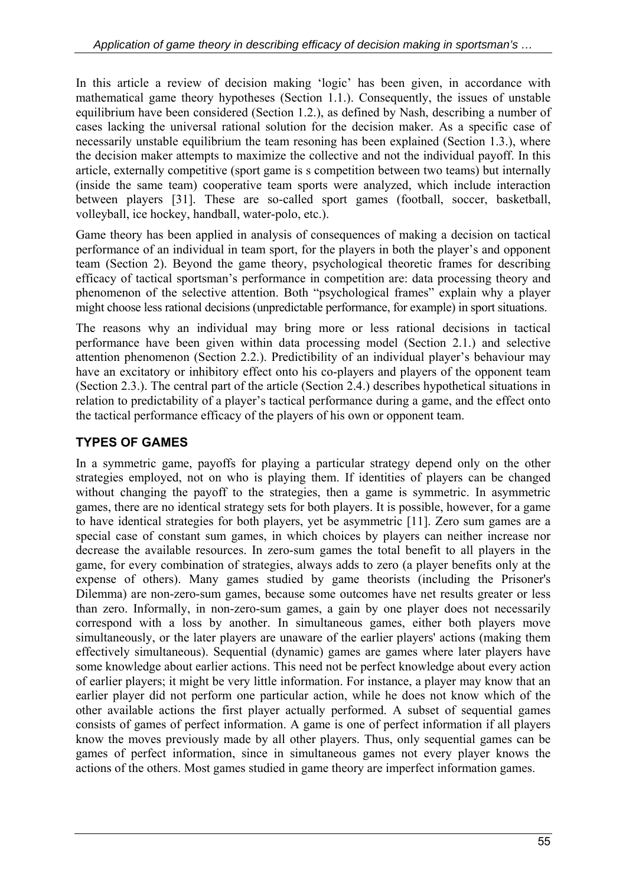In this article a review of decision making 'logic' has been given, in accordance with mathematical game theory hypotheses (Section 1.1.). Consequently, the issues of unstable equilibrium have been considered (Section 1.2.), as defined by Nash, describing a number of cases lacking the universal rational solution for the decision maker. As a specific case of necessarily unstable equilibrium the team resoning has been explained (Section 1.3.), where the decision maker attempts to maximize the collective and not the individual payoff. In this article, externally competitive (sport game is s competition between two teams) but internally (inside the same team) cooperative team sports were analyzed, which include interaction between players [31]. These are so-called sport games (football, soccer, basketball, volleyball, ice hockey, handball, water-polo, etc.).

Game theory has been applied in analysis of consequences of making a decision on tactical performance of an individual in team sport, for the players in both the player's and opponent team (Section 2). Beyond the game theory, psychological theoretic frames for describing efficacy of tactical sportsman's performance in competition are: data processing theory and phenomenon of the selective attention. Both "psychological frames" explain why a player might choose less rational decisions (unpredictable performance, for example) in sport situations.

The reasons why an individual may bring more or less rational decisions in tactical performance have been given within data processing model (Section 2.1.) and selective attention phenomenon (Section 2.2.). Predictibility of an individual player's behaviour may have an excitatory or inhibitory effect onto his co-players and players of the opponent team (Section 2.3.). The central part of the article (Section 2.4.) describes hypothetical situations in relation to predictability of a player's tactical performance during a game, and the effect onto the tactical performance efficacy of the players of his own or opponent team.

## TYPES OF GAMES

In a symmetric game, payoffs for playing a particular strategy depend only on the other strategies employed, not on who is playing them. If identities of players can be changed without changing the payoff to the strategies, then a game is symmetric. In asymmetric games, there are no identical strategy sets for both players. It is possible, however, for a game to have identical strategies for both players, yet be asymmetric [11]. Zero sum games are a special case of constant sum games, in which choices by players can neither increase nor decrease the available resources. In zero-sum games the total benefit to all players in the game, for every combination of strategies, always adds to zero (a player benefits only at the expense of others). Many games studied by game theorists (including the Prisoner's Dilemma) are non-zero-sum games, because some outcomes have net results greater or less than zero. Informally, in non-zero-sum games, a gain by one player does not necessarily correspond with a loss by another. In simultaneous games, either both players move simultaneously, or the later players are unaware of the earlier players' actions (making them effectively simultaneous). Sequential (dynamic) games are games where later players have some knowledge about earlier actions. This need not be perfect knowledge about every action of earlier players; it might be very little information. For instance, a player may know that an earlier player did not perform one particular action, while he does not know which of the other available actions the first player actually performed. A subset of sequential games consists of games of perfect information. A game is one of perfect information if all players know the moves previously made by all other players. Thus, only sequential games can be games of perfect information, since in simultaneous games not every player knows the actions of the others. Most games studied in game theory are imperfect information games.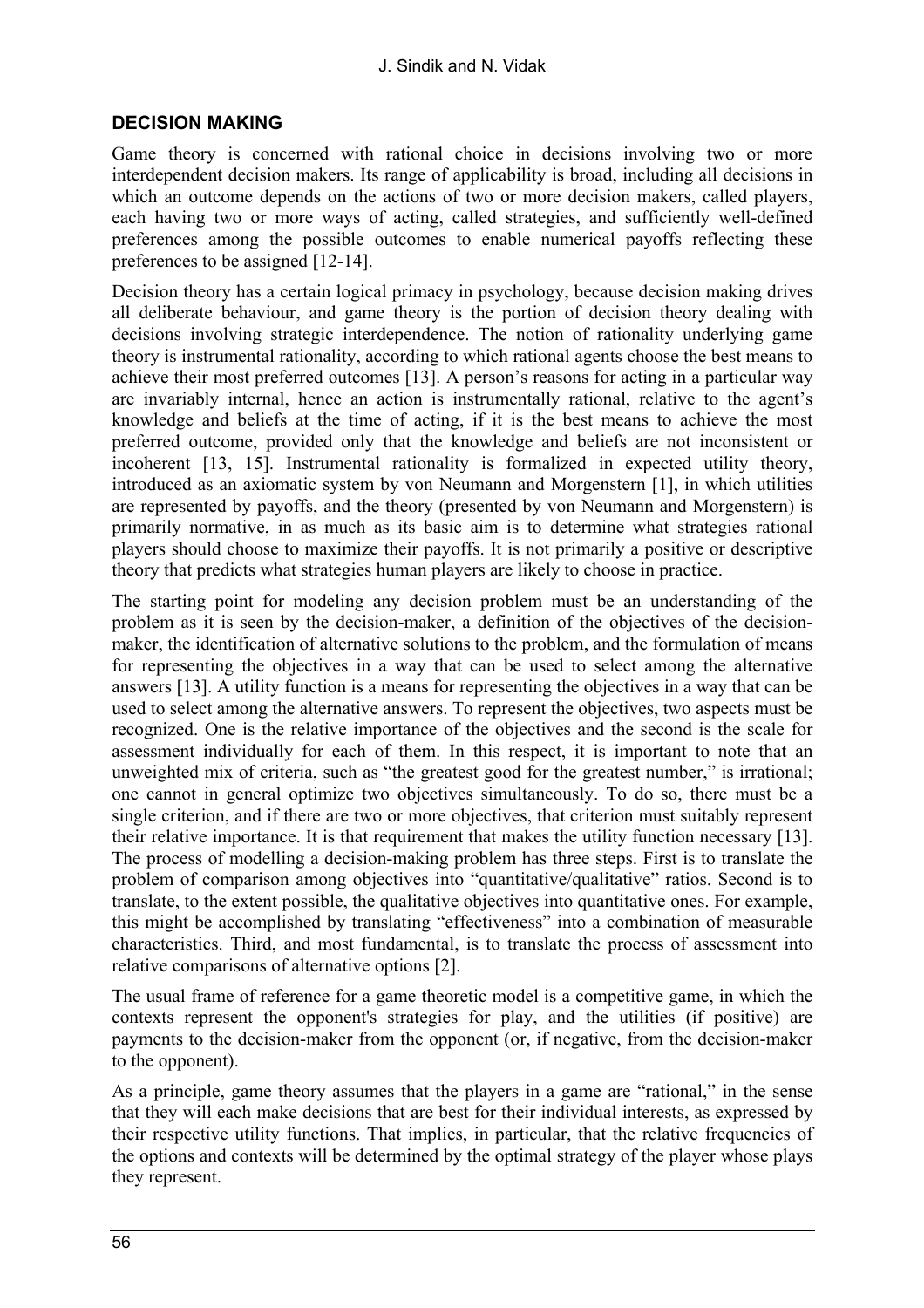## DECISION MAKING

Game theory is concerned with rational choice in decisions involving two or more interdependent decision makers. Its range of applicability is broad, including all decisions in which an outcome depends on the actions of two or more decision makers, called players, each having two or more ways of acting, called strategies, and sufficiently well-defined preferences among the possible outcomes to enable numerical payoffs reflecting these preferences to be assigned [12-14].

Decision theory has a certain logical primacy in psychology, because decision making drives all deliberate behaviour, and game theory is the portion of decision theory dealing with decisions involving strategic interdependence. The notion of rationality underlying game theory is instrumental rationality, according to which rational agents choose the best means to achieve their most preferred outcomes [13]. A person's reasons for acting in a particular way are invariably internal, hence an action is instrumentally rational, relative to the agent's knowledge and beliefs at the time of acting, if it is the best means to achieve the most preferred outcome, provided only that the knowledge and beliefs are not inconsistent or incoherent [13, 15]. Instrumental rationality is formalized in expected utility theory, introduced as an axiomatic system by von Neumann and Morgenstern [1], in which utilities are represented by payoffs, and the theory (presented by von Neumann and Morgenstern) is primarily normative, in as much as its basic aim is to determine what strategies rational players should choose to maximize their payoffs. It is not primarily a positive or descriptive theory that predicts what strategies human players are likely to choose in practice.

The starting point for modeling any decision problem must be an understanding of the problem as it is seen by the decision-maker, a definition of the objectives of the decision-maker, the identification of alternative solutions to the problem, and the formulation of means for representing the objectives in a way that can be used to select among the alternative answers [13]. A utility function is a means for representing the objectives in a way that can be used to select among the alternative answers. To represent the objectives, two aspects must be recognized. One is the relative importance of the objectives and the second is the scale for assessment individually for each of them. In this respect, it is important to note that an unweighted mix of criteria, such as "the greatest good for the greatest number," is irrational; one cannot in general optimize two objectives simultaneously. To do so, there must be a single criterion, and if there are two or more objectives, that criterion must suitably represent their relative importance. It is that requirement that makes the utility function necessary [13]. The process of modelling a decision-making problem has three steps. First is to translate the problem of comparison among objectives into "quantitative/qualitative" ratios. Second is to translate, to the extent possible, the qualitative objectives into quantitative ones. For example, this might be accomplished by translating "effectiveness" into a combination of measurable characteristics. Third, and most fundamental, is to translate the process of assessment into relative comparisons of alternative options [2].

The usual frame of reference for a game theoretic model is a competitive game, in which the contexts represent the opponent's strategies for play, and the utilities (if positive) are payments to the decision-maker from the opponent (or, if negative, from the decision-maker to the opponent).

As a principle, game theory assumes that the players in a game are "rational," in the sense that they will each make decisions that are best for their individual interests, as expressed by their respective utility functions. That implies, in particular, that the relative frequencies of the options and contexts will be determined by the optimal strategy of the player whose plays they represent.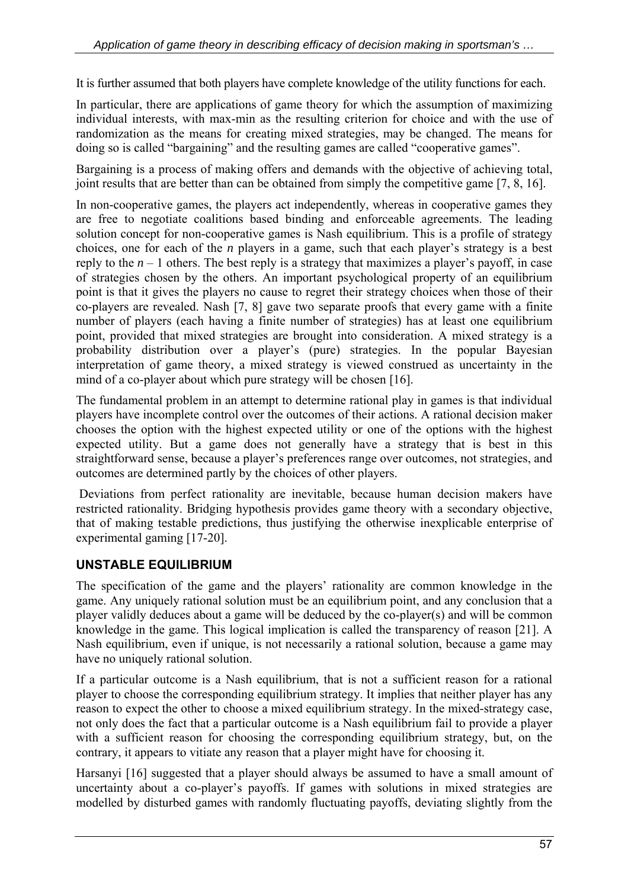It is further assumed that both players have complete knowledge of the utility functions for each.

In particular, there are applications of game theory for which the assumption of maximizing individual interests, with max-min as the resulting criterion for choice and with the use of randomization as the means for creating mixed strategies, may be changed. The means for doing so is called "bargaining" and the resulting games are called "cooperative games".

Bargaining is a process of making offers and demands with the objective of achieving total, joint results that are better than can be obtained from simply the competitive game [7, 8, 16].

In non-cooperative games, the players act independently, whereas in cooperative games they are free to negotiate coalitions based binding and enforceable agreements. The leading solution concept for non-cooperative games is Nash equilibrium. This is a profile of strategy choices, one for each of the *n* players in a game, such that each player's strategy is a best reply to the $n - 1$ others. The best reply is a strategy that maximizes a player's payoff, in case of strategies chosen by the others. An important psychological property of an equilibrium point is that it gives the players no cause to regret their strategy choices when those of their co-players are revealed. Nash [7, 8] gave two separate proofs that every game with a finite number of players (each having a finite number of strategies) has at least one equilibrium point, provided that mixed strategies are brought into consideration. A mixed strategy is a probability distribution over a player's (pure) strategies. In the popular Bayesian interpretation of game theory, a mixed strategy is viewed construed as uncertainty in the mind of a co-player about which pure strategy will be chosen [16].

The fundamental problem in an attempt to determine rational play in games is that individual players have incomplete control over the outcomes of their actions. A rational decision maker chooses the option with the highest expected utility or one of the options with the highest expected utility. But a game does not generally have a strategy that is best in this straightforward sense, because a player's preferences range over outcomes, not strategies, and outcomes are determined partly by the choices of other players.

Deviations from perfect rationality are inevitable, because human decision makers have restricted rationality. Bridging hypothesis provides game theory with a secondary objective, that of making testable predictions, thus justifying the otherwise inexplicable enterprise of experimental gaming [17-20].

## UNSTABLE EQUILIBRIUM

The specification of the game and the players' rationality are common knowledge in the game. Any uniquely rational solution must be an equilibrium point, and any conclusion that a player validly deduces about a game will be deduced by the co-player(s) and will be common knowledge in the game. This logical implication is called the transparency of reason [21]. A Nash equilibrium, even if unique, is not necessarily a rational solution, because a game may have no uniquely rational solution.

If a particular outcome is a Nash equilibrium, that is not a sufficient reason for a rational player to choose the corresponding equilibrium strategy. It implies that neither player has any reason to expect the other to choose a mixed equilibrium strategy. In the mixed-strategy case, not only does the fact that a particular outcome is a Nash equilibrium fail to provide a player with a sufficient reason for choosing the corresponding equilibrium strategy, but, on the contrary, it appears to vitiate any reason that a player might have for choosing it.

Harsanyi [16] suggested that a player should always be assumed to have a small amount of uncertainty about a co-player's payoffs. If games with solutions in mixed strategies are modelled by disturbed games with randomly fluctuating payoffs, deviating slightly from the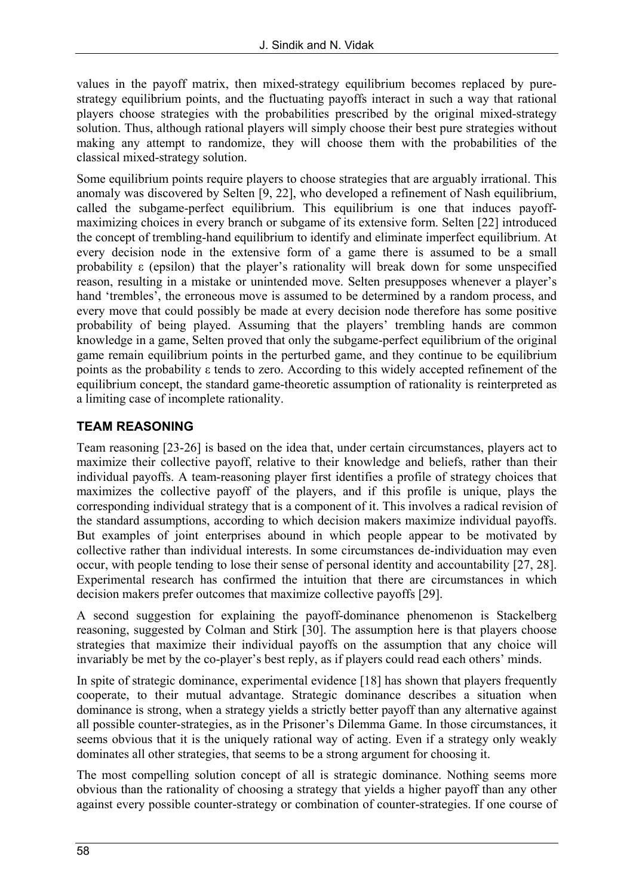values in the payoff matrix, then mixed-strategy equilibrium becomes replaced by pure-strategy equilibrium points, and the fluctuating payoffs interact in such a way that rational players choose strategies with the probabilities prescribed by the original mixed-strategy solution. Thus, although rational players will simply choose their best pure strategies without making any attempt to randomize, they will choose them with the probabilities of the classical mixed-strategy solution.

Some equilibrium points require players to choose strategies that are arguably irrational. This anomaly was discovered by Selten [9, 22], who developed a refinement of Nash equilibrium, called the subgame-perfect equilibrium. This equilibrium is one that induces payoff-maximizing choices in every branch or subgame of its extensive form. Selten [22] introduced the concept of trembling-hand equilibrium to identify and eliminate imperfect equilibrium. At every decision node in the extensive form of a game there is assumed to be a small probability ε (epsilon) that the player's rationality will break down for some unspecified reason, resulting in a mistake or unintended move. Selten presupposes whenever a player's hand 'trembles', the erroneous move is assumed to be determined by a random process, and every move that could possibly be made at every decision node therefore has some positive probability of being played. Assuming that the players' trembling hands are common knowledge in a game, Selten proved that only the subgame-perfect equilibrium of the original game remain equilibrium points in the perturbed game, and they continue to be equilibrium points as the probability ε tends to zero. According to this widely accepted refinement of the equilibrium concept, the standard game-theoretic assumption of rationality is reinterpreted as a limiting case of incomplete rationality.

## TEAM REASONING

Team reasoning [23-26] is based on the idea that, under certain circumstances, players act to maximize their collective payoff, relative to their knowledge and beliefs, rather than their individual payoffs. A team-reasoning player first identifies a profile of strategy choices that maximizes the collective payoff of the players, and if this profile is unique, plays the corresponding individual strategy that is a component of it. This involves a radical revision of the standard assumptions, according to which decision makers maximize individual payoffs. But examples of joint enterprises abound in which people appear to be motivated by collective rather than individual interests. In some circumstances de-individuation may even occur, with people tending to lose their sense of personal identity and accountability [27, 28]. Experimental research has confirmed the intuition that there are circumstances in which decision makers prefer outcomes that maximize collective payoffs [29].

A second suggestion for explaining the payoff-dominance phenomenon is Stackelberg reasoning, suggested by Colman and Stirk [30]. The assumption here is that players choose strategies that maximize their individual payoffs on the assumption that any choice will invariably be met by the co-player's best reply, as if players could read each others' minds.

In spite of strategic dominance, experimental evidence [18] has shown that players frequently cooperate, to their mutual advantage. Strategic dominance describes a situation when dominance is strong, when a strategy yields a strictly better payoff than any alternative against all possible counter-strategies, as in the Prisoner's Dilemma Game. In those circumstances, it seems obvious that it is the uniquely rational way of acting. Even if a strategy only weakly dominates all other strategies, that seems to be a strong argument for choosing it.

The most compelling solution concept of all is strategic dominance. Nothing seems more obvious than the rationality of choosing a strategy that yields a higher payoff than any other against every possible counter-strategy or combination of counter-strategies. If one course of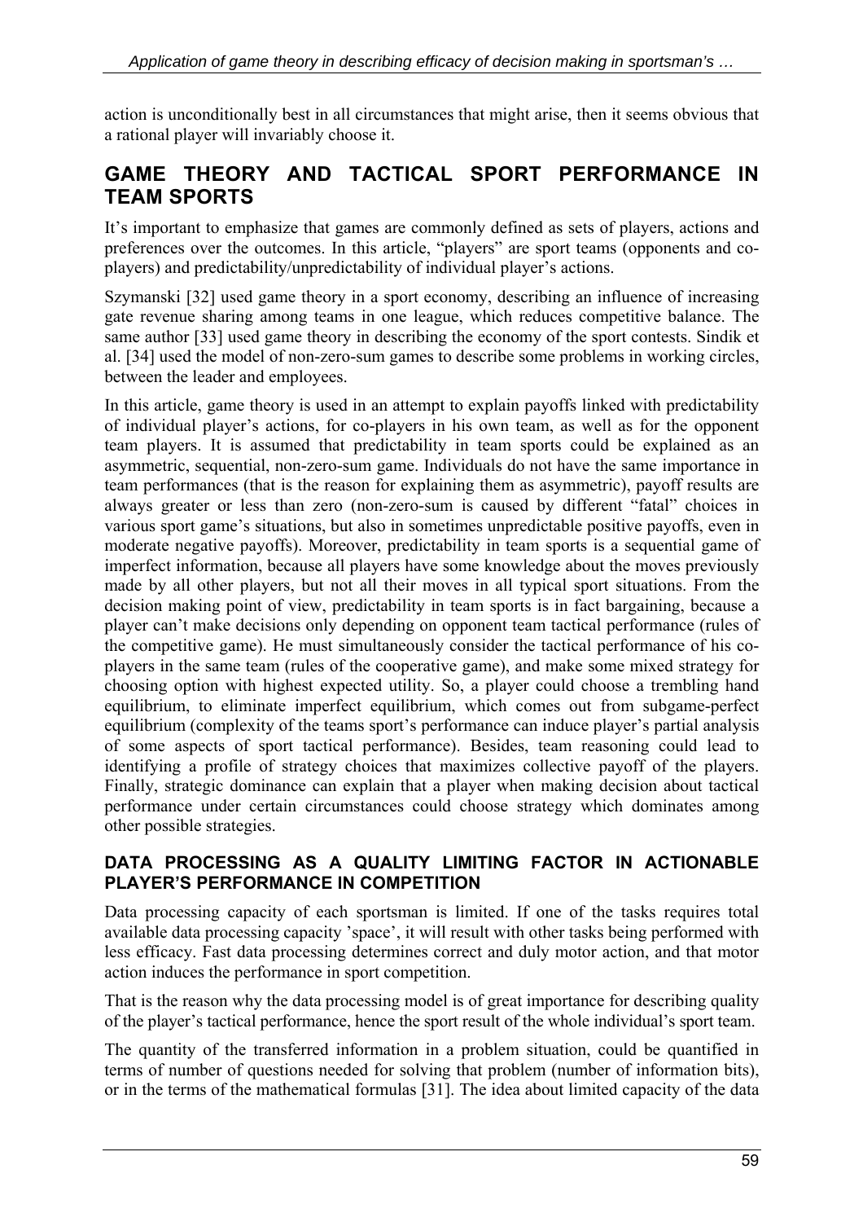action is unconditionally best in all circumstances that might arise, then it seems obvious that a rational player will invariably choose it.

## GAME THEORY AND TACTICAL SPORT PERFORMANCE IN TEAM SPORTS

It's important to emphasize that games are commonly defined as sets of players, actions and preferences over the outcomes. In this article, "players" are sport teams (opponents and co-players) and predictability/unpredictability of individual player's actions.

Szymanski [32] used game theory in a sport economy, describing an influence of increasing gate revenue sharing among teams in one league, which reduces competitive balance. The same author [33] used game theory in describing the economy of the sport contests. Sindik et al. [34] used the model of non-zero-sum games to describe some problems in working circles, between the leader and employees.

In this article, game theory is used in an attempt to explain payoffs linked with predictability of individual player's actions, for co-players in his own team, as well as for the opponent team players. It is assumed that predictability in team sports could be explained as an asymmetric, sequential, non-zero-sum game. Individuals do not have the same importance in team performances (that is the reason for explaining them as asymmetric), payoff results are always greater or less than zero (non-zero-sum is caused by different "fatal" choices in various sport game's situations, but also in sometimes unpredictable positive payoffs, even in moderate negative payoffs). Moreover, predictability in team sports is a sequential game of imperfect information, because all players have some knowledge about the moves previously made by all other players, but not all their moves in all typical sport situations. From the decision making point of view, predictability in team sports is in fact bargaining, because a player can't make decisions only depending on opponent team tactical performance (rules of the competitive game). He must simultaneously consider the tactical performance of his co-players in the same team (rules of the cooperative game), and make some mixed strategy for choosing option with highest expected utility. So, a player could choose a trembling hand equilibrium, to eliminate imperfect equilibrium, which comes out from subgame-perfect equilibrium (complexity of the teams sport's performance can induce player's partial analysis of some aspects of sport tactical performance). Besides, team reasoning could lead to identifying a profile of strategy choices that maximizes collective payoff of the players. Finally, strategic dominance can explain that a player when making decision about tactical performance under certain circumstances could choose strategy which dominates among other possible strategies.

### DATA PROCESSING AS A QUALITY LIMITING FACTOR IN ACTIONABLE PLAYER'S PERFORMANCE IN COMPETITION

Data processing capacity of each sportsman is limited. If one of the tasks requires total available data processing capacity 'space', it will result with other tasks being performed with less efficacy. Fast data processing determines correct and duly motor action, and that motor action induces the performance in sport competition.

That is the reason why the data processing model is of great importance for describing quality of the player's tactical performance, hence the sport result of the whole individual's sport team.

The quantity of the transferred information in a problem situation, could be quantified in terms of number of questions needed for solving that problem (number of information bits), or in the terms of the mathematical formulas [31]. The idea about limited capacity of the data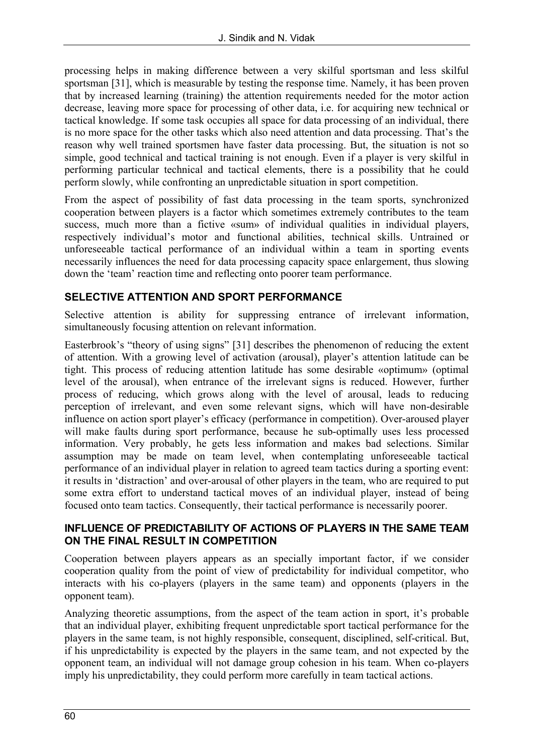processing helps in making difference between a very skilful sportsman and less skilful sportsman [31], which is measurable by testing the response time. Namely, it has been proven that by increased learning (training) the attention requirements needed for the motor action decrease, leaving more space for processing of other data, i.e. for acquiring new technical or tactical knowledge. If some task occupies all space for data processing of an individual, there is no more space for the other tasks which also need attention and data processing. That's the reason why well trained sportsmen have faster data processing. But, the situation is not so simple, good technical and tactical training is not enough. Even if a player is very skilful in performing particular technical and tactical elements, there is a possibility that he could perform slowly, while confronting an unpredictable situation in sport competition.

From the aspect of possibility of fast data processing in the team sports, synchronized cooperation between players is a factor which sometimes extremely contributes to the team success, much more than a fictive «sum» of individual qualities in individual players, respectively individual's motor and functional abilities, technical skills. Untrained or unforeseeable tactical performance of an individual within a team in sporting events necessarily influences the need for data processing capacity space enlargement, thus slowing down the 'team' reaction time and reflecting onto poorer team performance.

## SELECTIVE ATTENTION AND SPORT PERFORMANCE

Selective attention is ability for suppressing entrance of irrelevant information, simultaneously focusing attention on relevant information.

Easterbrook's "theory of using signs" [31] describes the phenomenon of reducing the extent of attention. With a growing level of activation (arousal), player's attention latitude can be tight. This process of reducing attention latitude has some desirable «optimum» (optimal level of the arousal), when entrance of the irrelevant signs is reduced. However, further process of reducing, which grows along with the level of arousal, leads to reducing perception of irrelevant, and even some relevant signs, which will have non-desirable influence on action sport player's efficacy (performance in competition). Over-aroused player will make faults during sport performance, because he sub-optimally uses less processed information. Very probably, he gets less information and makes bad selections. Similar assumption may be made on team level, when contemplating unforeseeable tactical performance of an individual player in relation to agreed team tactics during a sporting event: it results in 'distraction' and over-arousal of other players in the team, who are required to put some extra effort to understand tactical moves of an individual player, instead of being focused onto team tactics. Consequently, their tactical performance is necessarily poorer.

### INFLUENCE OF PREDICTABILITY OF ACTIONS OF PLAYERS IN THE SAME TEAM ON THE FINAL RESULT IN COMPETITION

Cooperation between players appears as an specially important factor, if we consider cooperation quality from the point of view of predictability for individual competitor, who interacts with his co-players (players in the same team) and opponents (players in the opponent team).

Analyzing theoretic assumptions, from the aspect of the team action in sport, it's probable that an individual player, exhibiting frequent unpredictable sport tactical performance for the players in the same team, is not highly responsible, consequent, disciplined, self-critical. But, if his unpredictability is expected by the players in the same team, and not expected by the opponent team, an individual will not damage group cohesion in his team. When co-players imply his unpredictability, they could perform more carefully in team tactical actions.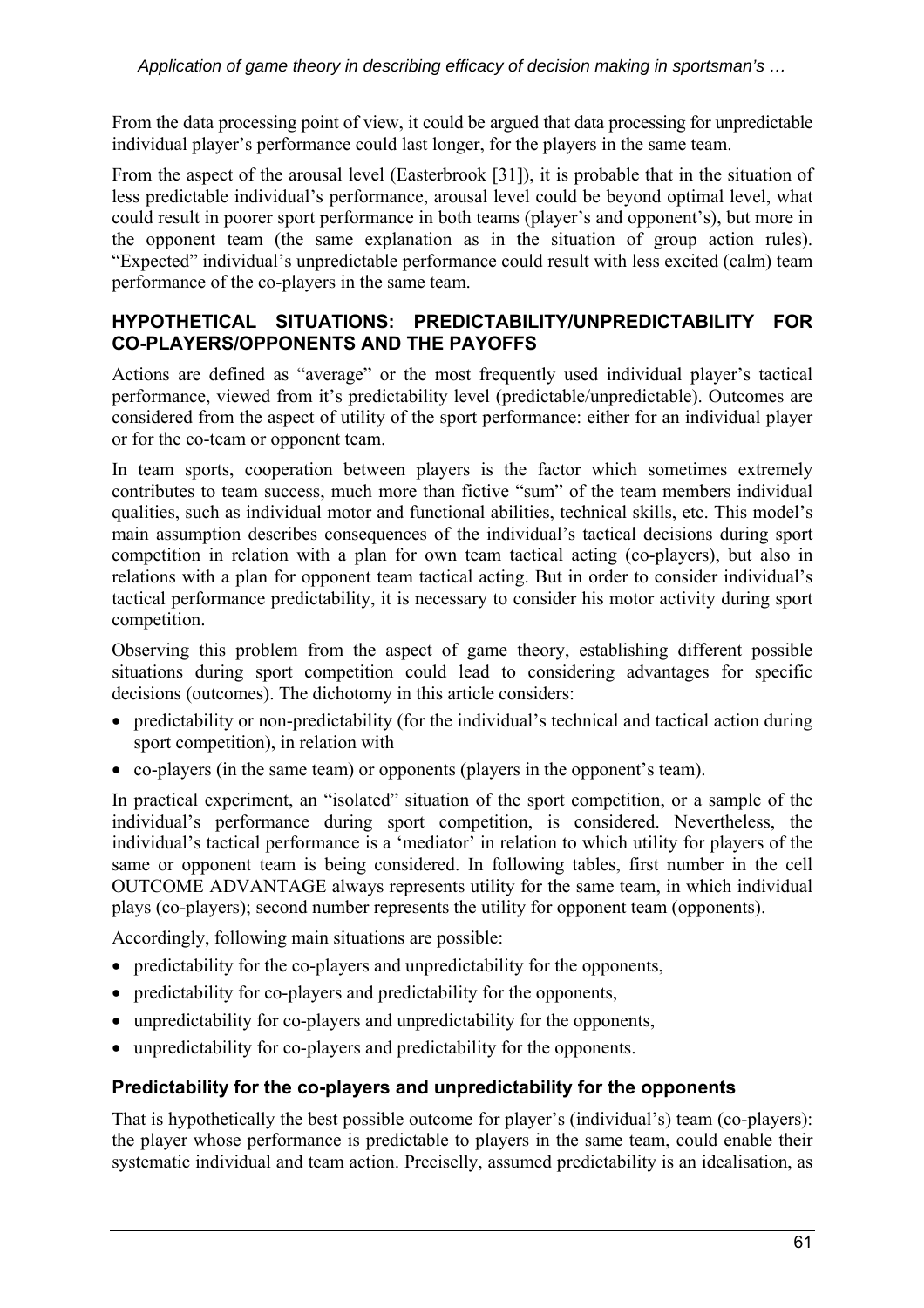From the data processing point of view, it could be argued that data processing for unpredictable individual player's performance could last longer, for the players in the same team.

From the aspect of the arousal level (Easterbrook [31]), it is probable that in the situation of less predictable individual's performance, arousal level could be beyond optimal level, what could result in poorer sport performance in both teams (player's and opponent's), but more in the opponent team (the same explanation as in the situation of group action rules). "Expected" individual's unpredictable performance could result with less excited (calm) team performance of the co-players in the same team.

### HYPOTHETICAL SITUATIONS: PREDICTABILITY/UNPREDICTABILITY FOR CO-PLAYERS/OPPONENTS AND THE PAYOFFS

Actions are defined as "average" or the most frequently used individual player's tactical performance, viewed from it's predictability level (predictable/unpredictable). Outcomes are considered from the aspect of utility of the sport performance: either for an individual player or for the co-team or opponent team.

In team sports, cooperation between players is the factor which sometimes extremely contributes to team success, much more than fictive "sum" of the team members individual qualities, such as individual motor and functional abilities, technical skills, etc. This model's main assumption describes consequences of the individual's tactical decisions during sport competition in relation with a plan for own team tactical acting (co-players), but also in relations with a plan for opponent team tactical acting. But in order to consider individual's tactical performance predictability, it is necessary to consider his motor activity during sport competition.

Observing this problem from the aspect of game theory, establishing different possible situations during sport competition could lead to considering advantages for specific decisions (outcomes). The dichotomy in this article considers:

- predictability or non-predictability (for the individual's technical and tactical action during sport competition), in relation with
- co-players (in the same team) or opponents (players in the opponent's team).

In practical experiment, an "isolated" situation of the sport competition, or a sample of the individual's performance during sport competition, is considered. Nevertheless, the individual's tactical performance is a 'mediator' in relation to which utility for players of the same or opponent team is being considered. In following tables, first number in the cell OUTCOME ADVANTAGE always represents utility for the same team, in which individual plays (co-players); second number represents the utility for opponent team (opponents).

Accordingly, following main situations are possible:

- predictability for the co-players and unpredictability for the opponents,
- predictability for co-players and predictability for the opponents,
- unpredictability for co-players and unpredictability for the opponents,
- unpredictability for co-players and predictability for the opponents.

#### Predictability for the co-players and unpredictability for the opponents

That is hypothetically the best possible outcome for player's (individual's) team (co-players): the player whose performance is predictable to players in the same team, could enable their systematic individual and team action. Precisely, assumed predictability is an idealisation, as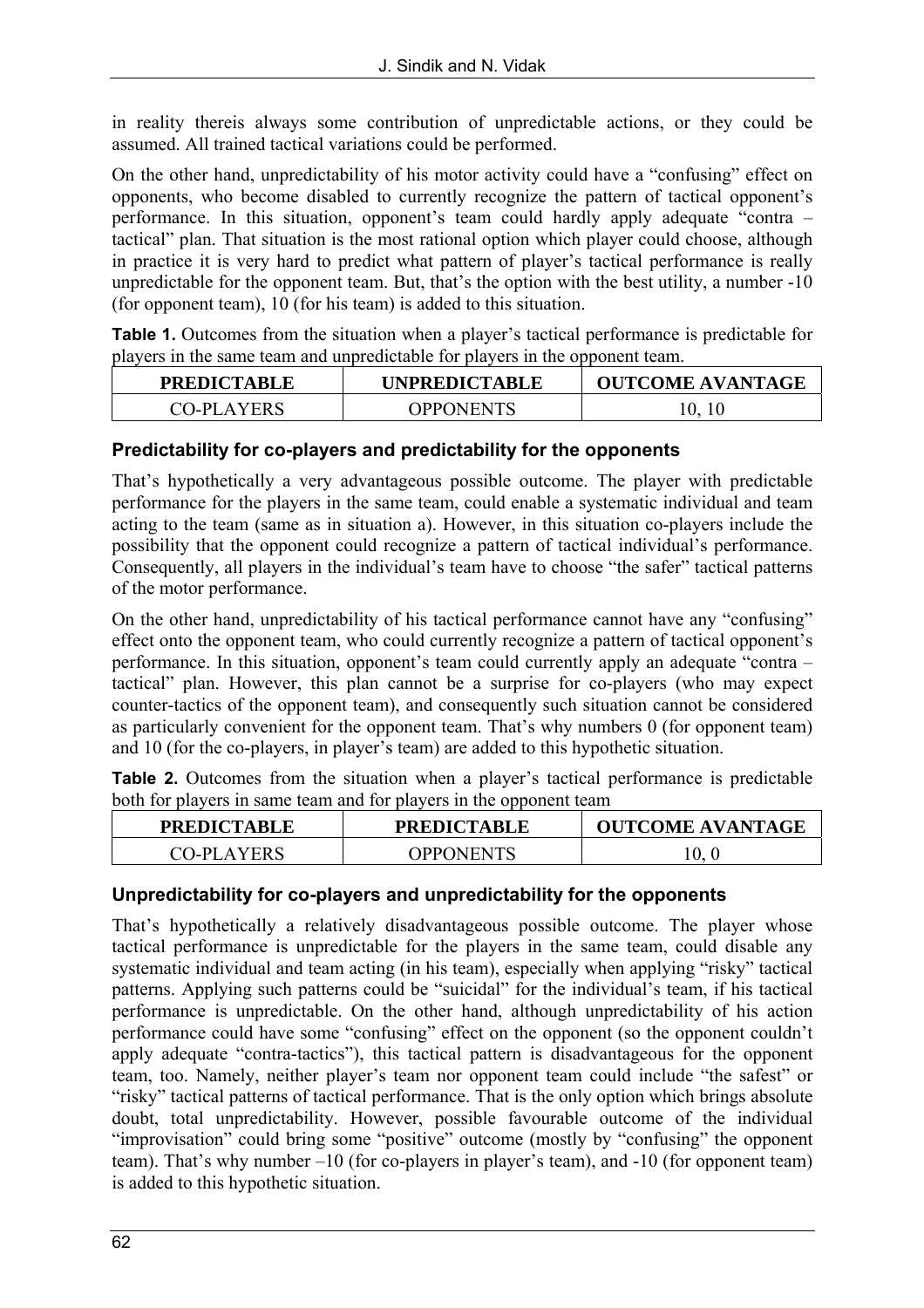in reality thereis always some contribution of unpredictable actions, or they could be assumed. All trained tactical variations could be performed.

On the other hand, unpredictability of his motor activity could have a "confusing" effect on opponents, who become disabled to currently recognize the pattern of tactical opponent's performance. In this situation, opponent's team could hardly apply adequate "contra – tactical" plan. That situation is the most rational option which player could choose, although in practice it is very hard to predict what pattern of player's tactical performance is really unpredictable for the opponent team. But, that's the option with the best utility, a number -10 (for opponent team), 10 (for his team) is added to this situation.

**Table 1.** Outcomes from the situation when a player's tactical performance is predictable for players in the same team and unpredictable for players in the opponent team.

| PREDICTABLE | UNPREDICTABLE | OUTCOME AVANTAGE |
|---|---|---|
| CO-PLAYERS | OPPONENTS | 10, 10 |

### Predictability for co-players and predictability for the opponents

That's hypothetically a very advantageous possible outcome. The player with predictable performance for the players in the same team, could enable a systematic individual and team acting to the team (same as in situation a). However, in this situation co-players include the possibility that the opponent could recognize a pattern of tactical individual's performance. Consequently, all players in the individual's team have to choose "the safer" tactical patterns of the motor performance.

On the other hand, unpredictability of his tactical performance cannot have any "confusing" effect onto the opponent team, who could currently recognize a pattern of tactical opponent's performance. In this situation, opponent's team could currently apply an adequate "contra – tactical" plan. However, this plan cannot be a surprise for co-players (who may expect counter-tactics of the opponent team), and consequently such situation cannot be considered as particularly convenient for the opponent team. That's why numbers 0 (for opponent team) and 10 (for the co-players, in player's team) are added to this hypothetic situation.

**Table 2.** Outcomes from the situation when a player's tactical performance is predictable both for players in same team and for players in the opponent team

| PREDICTABLE | PREDICTABLE | OUTCOME AVANTAGE |
|---|---|---|
| CO-PLAYERS | OPPONENTS | 10, 0 |

### Unpredictability for co-players and unpredictability for the opponents

That's hypothetically a relatively disadvantageous possible outcome. The player whose tactical performance is unpredictable for the players in the same team, could disable any systematic individual and team acting (in his team), especially when applying "risky" tactical patterns. Applying such patterns could be "suicidal" for the individual's team, if his tactical performance is unpredictable. On the other hand, although unpredictability of his action performance could have some "confusing" effect on the opponent (so the opponent couldn't apply adequate "contra-tactics"), this tactical pattern is disadvantageous for the opponent team, too. Namely, neither player's team nor opponent team could include "the safest" or "risky" tactical patterns of tactical performance. That is the only option which brings absolute doubt, total unpredictability. However, possible favourable outcome of the individual "improvisation" could bring some "positive" outcome (mostly by "confusing" the opponent team). That's why number –10 (for co-players in player's team), and -10 (for opponent team) is added to this hypothetic situation.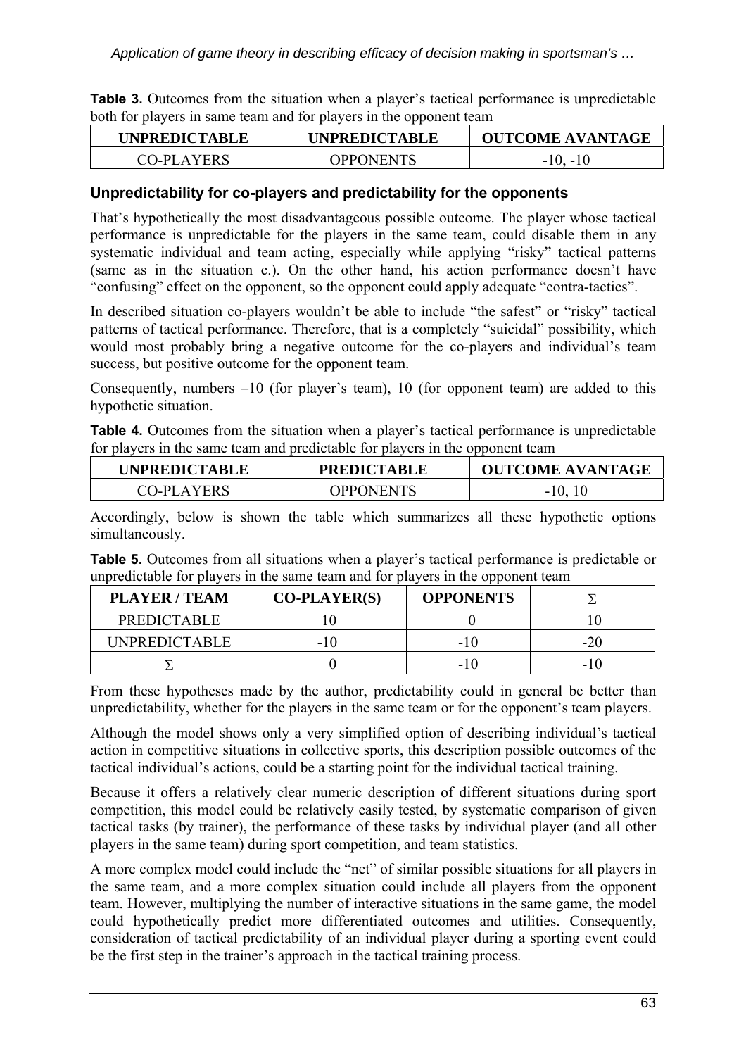**Table 3.** Outcomes from the situation when a player's tactical performance is unpredictable both for players in same team and for players in the opponent team

| UNPREDICTABLE | UNPREDICTABLE | OUTCOME AVANTAGE |
|---|---|---|
| CO-PLAYERS | OPPONENTS | -10, -10 |

### Unpredictability for co-players and predictability for the opponents

That's hypothetically the most disadvantageous possible outcome. The player whose tactical performance is unpredictable for the players in the same team, could disable them in any systematic individual and team acting, especially while applying "risky" tactical patterns (same as in the situation c.). On the other hand, his action performance doesn't have "confusing" effect on the opponent, so the opponent could apply adequate "contra-tactics".

In described situation co-players wouldn't be able to include "the safest" or "risky" tactical patterns of tactical performance. Therefore, that is a completely "suicidal" possibility, which would most probably bring a negative outcome for the co-players and individual's team success, but positive outcome for the opponent team.

Consequently, numbers –10 (for player's team), 10 (for opponent team) are added to this hypothetic situation.

**Table 4.** Outcomes from the situation when a player's tactical performance is unpredictable for players in the same team and predictable for players in the opponent team

| UNPREDICTABLE | PREDICTABLE | OUTCOME AVANTAGE |
|---|---|---|
| CO-PLAYERS | OPPONENTS | -10, 10 |

Accordingly, below is shown the table which summarizes all these hypothetic options simultaneously.

**Table 5.** Outcomes from all situations when a player's tactical performance is predictable or unpredictable for players in the same team and for players in the opponent team

| PLAYER / TEAM | CO-PLAYER(S) | OPPONENTS | $\Sigma$ |
|---|---|---|---|
| PREDICTABLE | 10 | 0 | 10 |
| UNPREDICTABLE | -10 | -10 | -20 |
| $\Sigma$ | 0 | -10 | -10 |

From these hypotheses made by the author, predictability could in general be better than unpredictability, whether for the players in the same team or for the opponent's team players.

Although the model shows only a very simplified option of describing individual's tactical action in competitive situations in collective sports, this description possible outcomes of the tactical individual's actions, could be a starting point for the individual tactical training.

Because it offers a relatively clear numeric description of different situations during sport competition, this model could be relatively easily tested, by systematic comparison of given tactical tasks (by trainer), the performance of these tasks by individual player (and all other players in the same team) during sport competition, and team statistics.

A more complex model could include the "net" of similar possible situations for all players in the same team, and a more complex situation could include all players from the opponent team. However, multiplying the number of interactive situations in the same game, the model could hypothetically predict more differentiated outcomes and utilities. Consequently, consideration of tactical predictability of an individual player during a sporting event could be the first step in the trainer's approach in the tactical training process.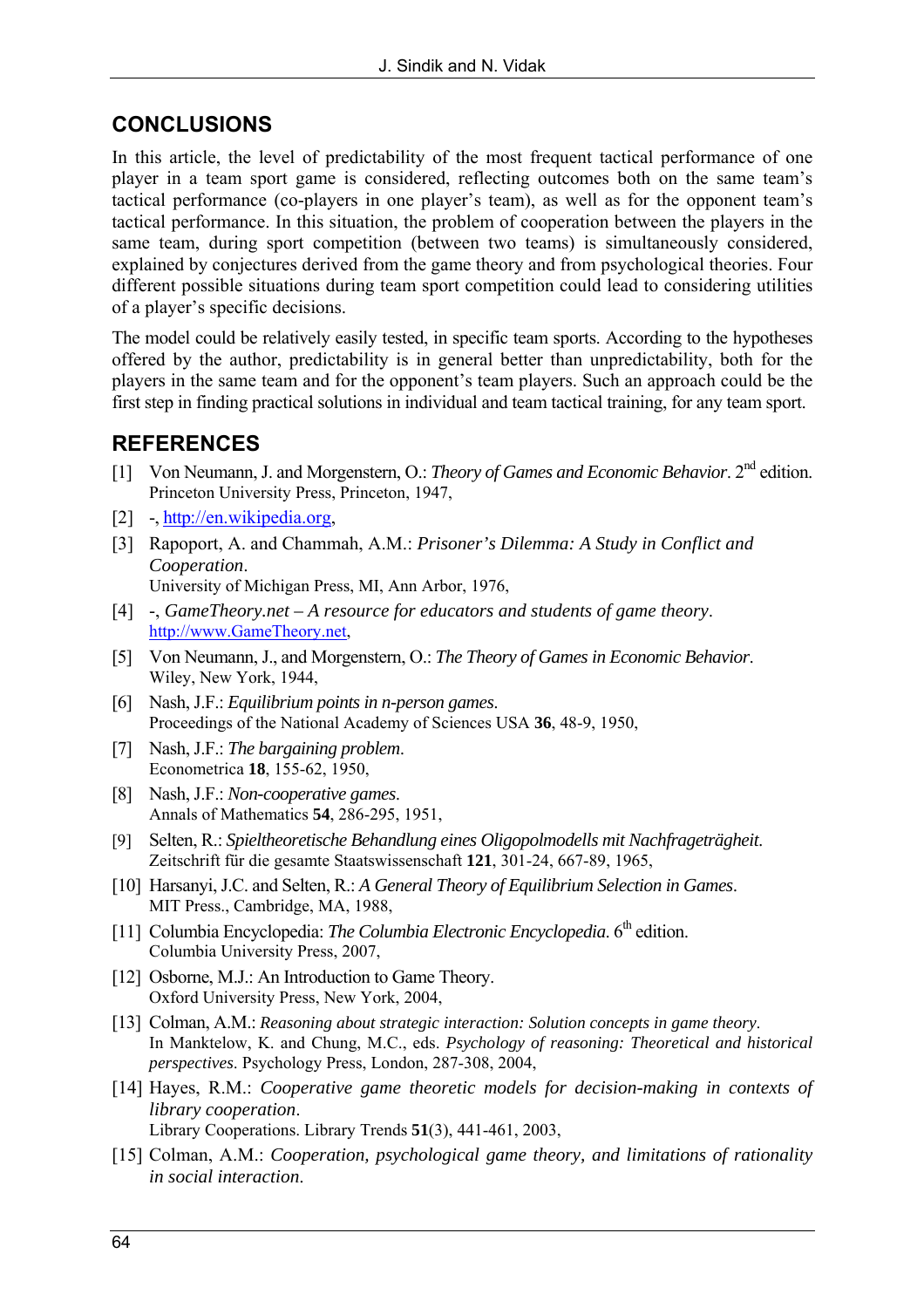## CONCLUSIONS

In this article, the level of predictability of the most frequent tactical performance of one player in a team sport game is considered, reflecting outcomes both on the same team's tactical performance (co-players in one player's team), as well as for the opponent team's tactical performance. In this situation, the problem of cooperation between the players in the same team, during sport competition (between two teams) is simultaneously considered, explained by conjectures derived from the game theory and from psychological theories. Four different possible situations during team sport competition could lead to considering utilities of a player's specific decisions.

The model could be relatively easily tested, in specific team sports. According to the hypotheses offered by the author, predictability is in general better than unpredictability, both for the players in the same team and for the opponent's team players. Such an approach could be the first step in finding practical solutions in individual and team tactical training, for any team sport.

## REFERENCES

[1] Von Neumann, J. and Morgenstern, O.: *Theory of Games and Economic Behavior*. 2nd edition. Princeton University Press, Princeton, 1947,

[2] -, http://en.wikipedia.org,

[3] Rapoport, A. and Chammah, A.M.: *Prisoner's Dilemma: A Study in Conflict and Cooperation*. University of Michigan Press, MI, Ann Arbor, 1976,

[4] -, *GameTheory.net – A resource for educators and students of game theory*. http://www.GameTheory.net,

[5] Von Neumann, J., and Morgenstern, O.: *The Theory of Games in Economic Behavior*. Wiley, New York, 1944,

[6] Nash, J.F.: *Equilibrium points in n-person games*. Proceedings of the National Academy of Sciences USA **36**, 48-9, 1950,

[7] Nash, J.F.: *The bargaining problem*. Econometrica **18**, 155-62, 1950,

[8] Nash, J.F.: *Non-cooperative games*. Annals of Mathematics **54**, 286-295, 1951,

[9] Selten, R.: *Spieltheoretische Behandlung eines Oligopolmodells mit Nachfrageträgheit*. Zeitschrift für die gesamte Staatswissenschaft **121**, 301-24, 667-89, 1965,

[10] Harsanyi, J.C. and Selten, R.: *A General Theory of Equilibrium Selection in Games*. MIT Press., Cambridge, MA, 1988,

[11] Columbia Encyclopedia: *The Columbia Electronic Encyclopedia*. 6th edition. Columbia University Press, 2007,

[12] Osborne, M.J.: An Introduction to Game Theory. Oxford University Press, New York, 2004,

[13] Colman, A.M.: *Reasoning about strategic interaction: Solution concepts in game theory*. In Manktelow, K. and Chung, M.C., eds. *Psychology of reasoning: Theoretical and historical perspectives*. Psychology Press, London, 287-308, 2004,

[14] Hayes, R.M.: *Cooperative game theoretic models for decision-making in contexts of library cooperation*. Library Cooperations. Library Trends **51**(3), 441-461, 2003,

[15] Colman, A.M.: *Cooperation, psychological game theory, and limitations of rationality in social interaction*.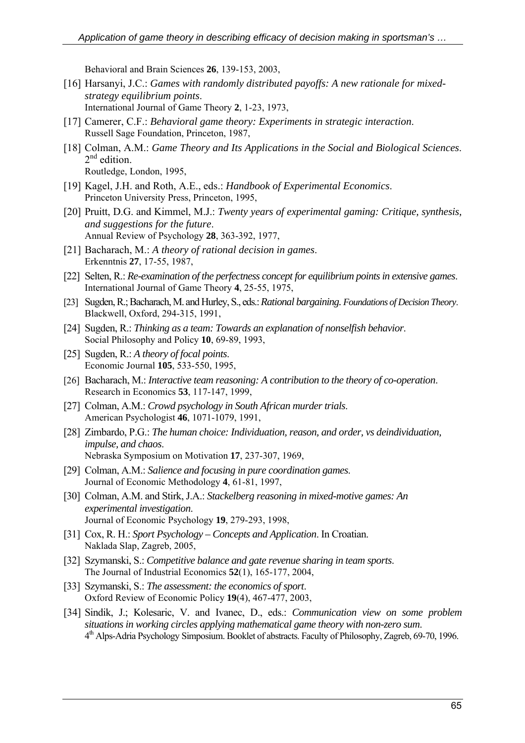Behavioral and Brain Sciences **26**, 139-153, 2003,

[16] Harsanyi, J.C.: *Games with randomly distributed payoffs: A new rationale for mixed-strategy equilibrium points*.
International Journal of Game Theory **2**, 1-23, 1973,

[17] Camerer, C.F.: *Behavioral game theory: Experiments in strategic interaction*.
Russell Sage Foundation, Princeton, 1987,

[18] Colman, A.M.: *Game Theory and Its Applications in the Social and Biological Sciences*. 2nd edition.
Routledge, London, 1995,

[19] Kagel, J.H. and Roth, A.E., eds.: *Handbook of Experimental Economics*.
Princeton University Press, Princeton, 1995,

[20] Pruitt, D.G. and Kimmel, M.J.: *Twenty years of experimental gaming: Critique, synthesis, and suggestions for the future*.
Annual Review of Psychology **28**, 363-392, 1977,

[21] Bacharach, M.: *A theory of rational decision in games*.
Erkenntnis **27**, 17-55, 1987,

[22] Selten, R.: *Re-examination of the perfectness concept for equilibrium points in extensive games*.
International Journal of Game Theory **4**, 25-55, 1975,

[23] Sugden, R.; Bacharach, M. and Hurley, S., eds.: *Rational bargaining. Foundations of Decision Theory*.
Blackwell, Oxford, 294-315, 1991,

[24] Sugden, R.: *Thinking as a team: Towards an explanation of nonselfish behavior*.
Social Philosophy and Policy **10**, 69-89, 1993,

[25] Sugden, R.: *A theory of focal points*.
Economic Journal **105**, 533-550, 1995,

[26] Bacharach, M.: *Interactive team reasoning: A contribution to the theory of co-operation*.
Research in Economics **53**, 117-147, 1999,

[27] Colman, A.M.: *Crowd psychology in South African murder trials*.
American Psychologist **46**, 1071-1079, 1991,

[28] Zimbardo, P.G.: *The human choice: Individuation, reason, and order, vs deindividuation, impulse, and chaos*.
Nebraska Symposium on Motivation **17**, 237-307, 1969,

[29] Colman, A.M.: *Salience and focusing in pure coordination games*.
Journal of Economic Methodology **4**, 61-81, 1997,

[30] Colman, A.M. and Stirk, J.A.: *Stackelberg reasoning in mixed-motive games: An experimental investigation*.
Journal of Economic Psychology **19**, 279-293, 1998,

[31] Cox, R. H.: *Sport Psychology – Concepts and Application*. In Croatian.
Naklada Slap, Zagreb, 2005,

[32] Szymanski, S.: *Competitive balance and gate revenue sharing in team sports*.
The Journal of Industrial Economics **52**(1), 165-177, 2004,

[33] Szymanski, S.: *The assessment: the economics of sport*.
Oxford Review of Economic Policy **19**(4), 467-477, 2003,

[34] Sindik, J.; Kolesaric, V. and Ivanec, D., eds.: *Communication view on some problem situations in working circles applying mathematical game theory with non-zero sum*.
4th Alps-Adria Psychology Simposium. Booklet of abstracts. Faculty of Philosophy, Zagreb, 69-70, 1996.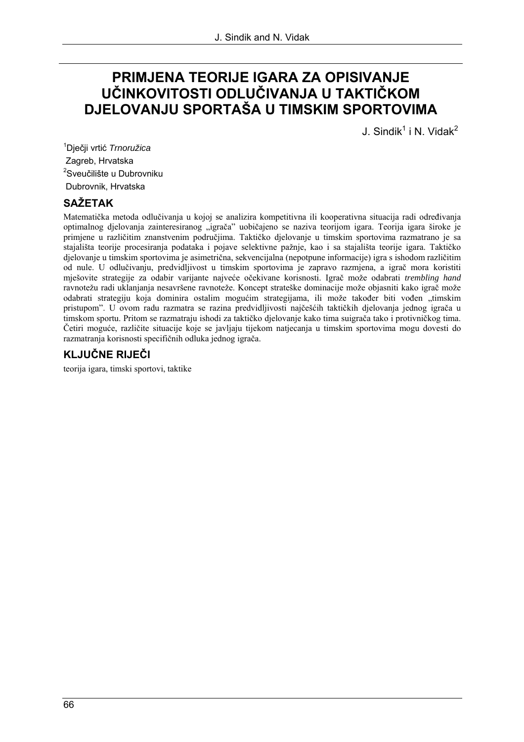# PRIMJENA TEORIJE IGARA ZA OPISIVANJE UČINKOVITOSTI ODLUČIVANJA U TAKTIČKOM DJELOVANJU SPORTAŠA U TIMSKIM SPORTOVIMA

J. Sindik[1] i N. Vidak[2]

[1]Dječji vrtić *Trnoružica*
Zagreb, Hrvatska
[2]Sveučilište u Dubrovniku
Dubrovnik, Hrvatska

## SAŽETAK

Matematička metoda odlučivanja u kojoj se analizira kompetitivna ili kooperativna situacija radi određivanja optimalnog djelovanja zainteresiranog „igrača" uobičajeno se naziva teorijom igara. Teorija igara široke je primjene u različitim znanstvenim područjima. Taktičko djelovanje u timskim sportovima razmatrano je sa stajališta teorije procesiranja podataka i pojave selektivne pažnje, kao i sa stajališta teorije igara. Taktičko djelovanje u timskim sportovima je asimetrična, sekvencijalna (nepotpune informacije) igra s ishodom različitim od nule. U odlučivanju, predvidljivost u timskim sportovima je zapravo razmjena, a igrač mora koristiti mješovite strategije za odabir varijante najveće očekivane korisnosti. Igrač može odabrati *trembling hand* ravnotežu radi uklanjanja nesavršene ravnoteže. Koncept strateške dominacije može objasniti kako igrač može odabrati strategiju koja dominira ostalim mogućim strategijama, ili može također biti vođen „timskim pristupom". U ovom radu razmatra se razina predvidljivosti najčešćih taktičkih djelovanja jednog igrača u timskom sportu. Pritom se razmatraju ishodi za taktičko djelovanje kako tima suigrača tako i protivničkog tima. Četiri moguće, različite situacije koje se javljaju tijekom natjecanja u timskim sportovima mogu dovesti do razmatranja korisnosti specifičnih odluka jednog igrača.

## KLJUČNE RIJEČI

teorija igara, timski sportovi, taktike